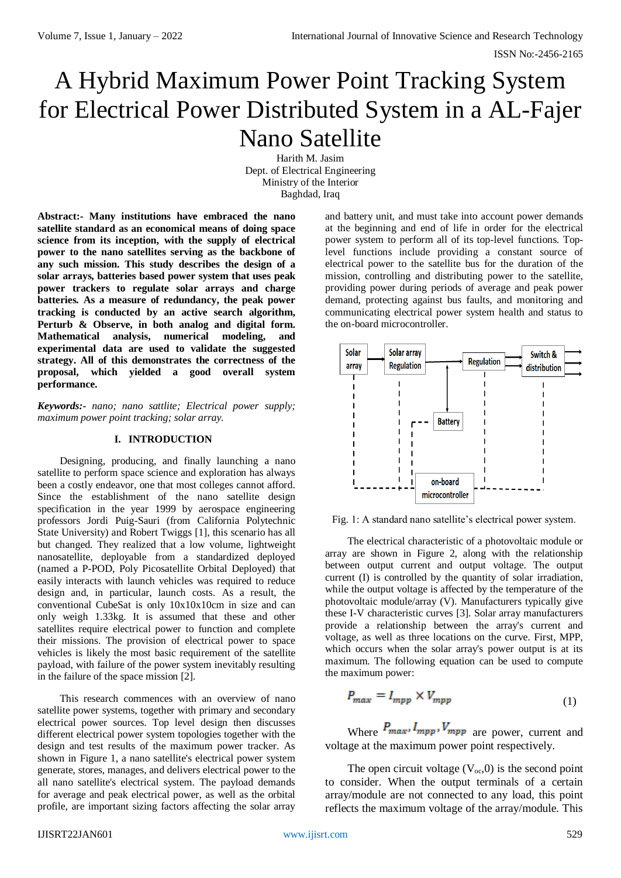# A Hybrid Maximum Power Point Tracking System for Electrical Power Distributed System in a AL-Fajer Nano Satellite

Harith M. Jasim
Dept. of Electrical Engineering
Ministry of the Interior
Baghdad, Iraq

**Abstract:- Many institutions have embraced the nano satellite standard as an economical means of doing space science from its inception, with the supply of electrical power to the nano satellites serving as the backbone of any such mission. This study describes the design of a solar arrays, batteries based power system that uses peak power trackers to regulate solar arrays and charge batteries. As a measure of redundancy, the peak power tracking is conducted by an active search algorithm, Perturb & Observe, in both analog and digital form. Mathematical analysis, numerical modeling, and experimental data are used to validate the suggested strategy. All of this demonstrates the correctness of the proposal, which yielded a good overall system performance.**

***Keywords:-*** *nano; nano sattlite; Electrical power supply; maximum power point tracking; solar array.*

## I. INTRODUCTION

Designing, producing, and finally launching a nano satellite to perform space science and exploration has always been a costly endeavor, one that most colleges cannot afford. Since the establishment of the nano satellite design specification in the year 1999 by aerospace engineering professors Jordi Puig-Sauri (from California Polytechnic State University) and Robert Twiggs [1], this scenario has all but changed. They realized that a low volume, lightweight nanosatellite, deployable from a standardized deployed (named a P-POD, Poly Picosatellite Orbital Deployed) that easily interacts with launch vehicles was required to reduce design and, in particular, launch costs. As a result, the conventional CubeSat is only 10x10x10cm in size and can only weigh 1.33kg. It is assumed that these and other satellites require electrical power to function and complete their missions. The provision of electrical power to space vehicles is likely the most basic requirement of the satellite payload, with failure of the power system inevitably resulting in the failure of the space mission [2].

This research commences with an overview of nano satellite power systems, together with primary and secondary electrical power sources. Top level design then discusses different electrical power system topologies together with the design and test results of the maximum power tracker. As shown in Figure 1, a nano satellite's electrical power system generate, stores, manages, and delivers electrical power to the all nano satellite's electrical system. The payload demands for average and peak electrical power, as well as the orbital profile, are important sizing factors affecting the solar array and battery unit, and must take into account power demands at the beginning and end of life in order for the electrical power system to perform all of its top-level functions. Top-level functions include providing a constant source of electrical power to the satellite bus for the duration of the mission, controlling and distributing power to the satellite, providing power during periods of average and peak power demand, protecting against bus faults, and monitoring and communicating electrical power system health and status to the on-board microcontroller.

Fig. 1: A standard nano satellite's electrical power system.

The electrical characteristic of a photovoltaic module or array are shown in Figure 2, along with the relationship between output current and output voltage. The output current (I) is controlled by the quantity of solar irradiation, while the output voltage is affected by the temperature of the photovoltaic module/array (V). Manufacturers typically give these I-V characteristic curves [3]. Solar array manufacturers provide a relationship between the array's current and voltage, as well as three locations on the curve. First, MPP, which occurs when the solar array's power output is at its maximum. The following equation can be used to compute the maximum power:

$$P_{max} = I_{mpp} \times V_{mpp} \tag{1}$$

Where $P_{max}, I_{mpp}, V_{mpp}$ are power, current and voltage at the maximum power point respectively.

The open circuit voltage ($V_{oc}$,0) is the second point to consider. When the output terminals of a certain array/module are not connected to any load, this point reflects the maximum voltage of the array/module. This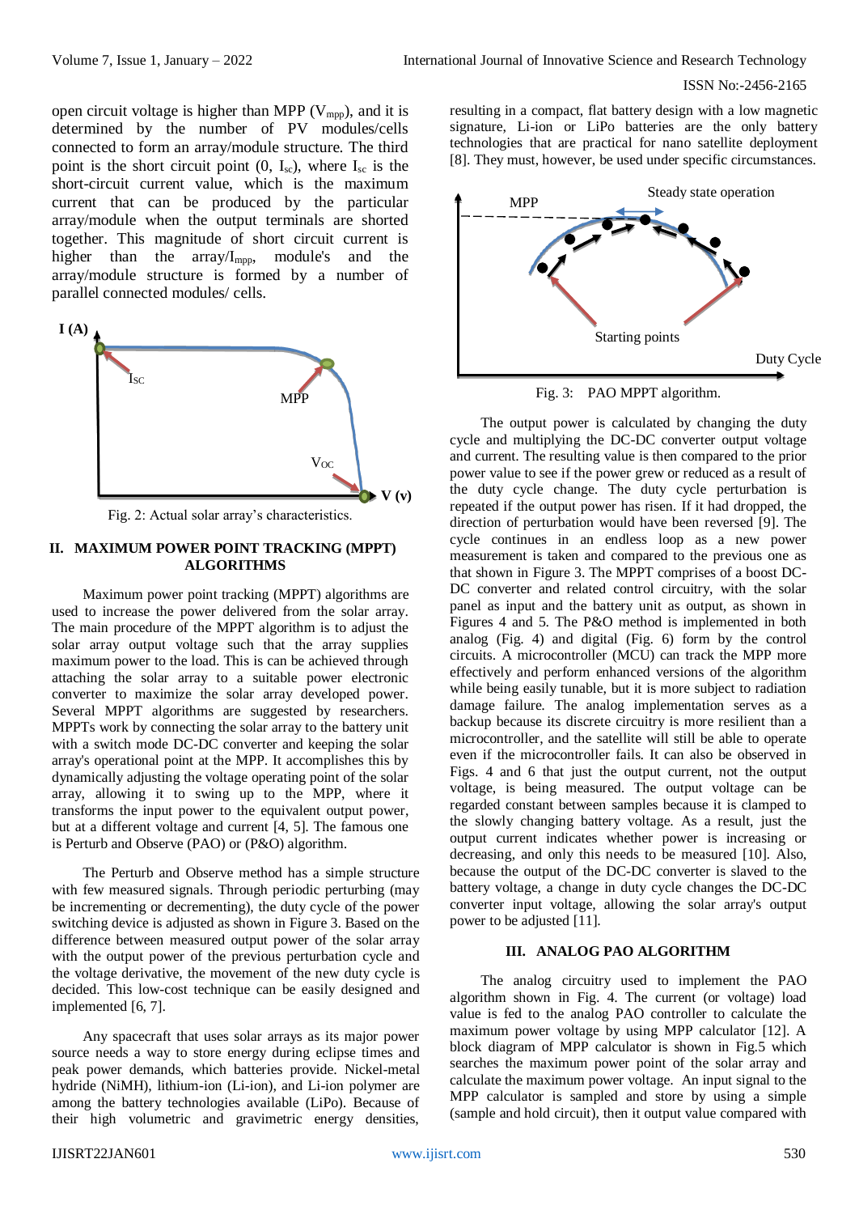open circuit voltage is higher than MPP ($V_{mpp}$), and it is determined by the number of PV modules/cells connected to form an array/module structure. The third point is the short circuit point (0, $I_{sc}$), where $I_{sc}$ is the short-circuit current value, which is the maximum current that can be produced by the particular array/module when the output terminals are shorted together. This magnitude of short circuit current is higher than the array/$I_{mpp}$, module's and the array/module structure is formed by a number of parallel connected modules/ cells.

Fig. 2: Actual solar array's characteristics.

## II. MAXIMUM POWER POINT TRACKING (MPPT) ALGORITHMS

Maximum power point tracking (MPPT) algorithms are used to increase the power delivered from the solar array. The main procedure of the MPPT algorithm is to adjust the solar array output voltage such that the array supplies maximum power to the load. This is can be achieved through attaching the solar array to a suitable power electronic converter to maximize the solar array developed power. Several MPPT algorithms are suggested by researchers. MPPTs work by connecting the solar array to the battery unit with a switch mode DC-DC converter and keeping the solar array's operational point at the MPP. It accomplishes this by dynamically adjusting the voltage operating point of the solar array, allowing it to swing up to the MPP, where it transforms the input power to the equivalent output power, but at a different voltage and current [4, 5]. The famous one is Perturb and Observe (PAO) or (P&O) algorithm.

The Perturb and Observe method has a simple structure with few measured signals. Through periodic perturbing (may be incrementing or decrementing), the duty cycle of the power switching device is adjusted as shown in Figure 3. Based on the difference between measured output power of the solar array with the output power of the previous perturbation cycle and the voltage derivative, the movement of the new duty cycle is decided. This low-cost technique can be easily designed and implemented [6, 7].

Any spacecraft that uses solar arrays as its major power source needs a way to store energy during eclipse times and peak power demands, which batteries provide. Nickel-metal hydride (NiMH), lithium-ion (Li-ion), and Li-ion polymer are among the battery technologies available (LiPo). Because of their high volumetric and gravimetric energy densities, resulting in a compact, flat battery design with a low magnetic signature, Li-ion or LiPo batteries are the only battery technologies that are practical for nano satellite deployment [8]. They must, however, be used under specific circumstances.

Fig. 3: PAO MPPT algorithm.

The output power is calculated by changing the duty cycle and multiplying the DC-DC converter output voltage and current. The resulting value is then compared to the prior power value to see if the power grew or reduced as a result of the duty cycle change. The duty cycle perturbation is repeated if the output power has risen. If it had dropped, the direction of perturbation would have been reversed [9]. The cycle continues in an endless loop as a new power measurement is taken and compared to the previous one as that shown in Figure 3. The MPPT comprises of a boost DC-DC converter and related control circuitry, with the solar panel as input and the battery unit as output, as shown in Figures 4 and 5. The P&O method is implemented in both analog (Fig. 4) and digital (Fig. 6) form by the control circuits. A microcontroller (MCU) can track the MPP more effectively and perform enhanced versions of the algorithm while being easily tunable, but it is more subject to radiation damage failure. The analog implementation serves as a backup because its discrete circuitry is more resilient than a microcontroller, and the satellite will still be able to operate even if the microcontroller fails. It can also be observed in Figs. 4 and 6 that just the output current, not the output voltage, is being measured. The output voltage can be regarded constant between samples because it is clamped to the slowly changing battery voltage. As a result, just the output current indicates whether power is increasing or decreasing, and only this needs to be measured [10]. Also, because the output of the DC-DC converter is slaved to the battery voltage, a change in duty cycle changes the DC-DC converter input voltage, allowing the solar array's output power to be adjusted [11].

## III. ANALOG PAO ALGORITHM

The analog circuitry used to implement the PAO algorithm shown in Fig. 4. The current (or voltage) load value is fed to the analog PAO controller to calculate the maximum power voltage by using MPP calculator [12]. A block diagram of MPP calculator is shown in Fig.5 which searches the maximum power point of the solar array and calculate the maximum power voltage. An input signal to the MPP calculator is sampled and store by using a simple (sample and hold circuit), then it output value compared with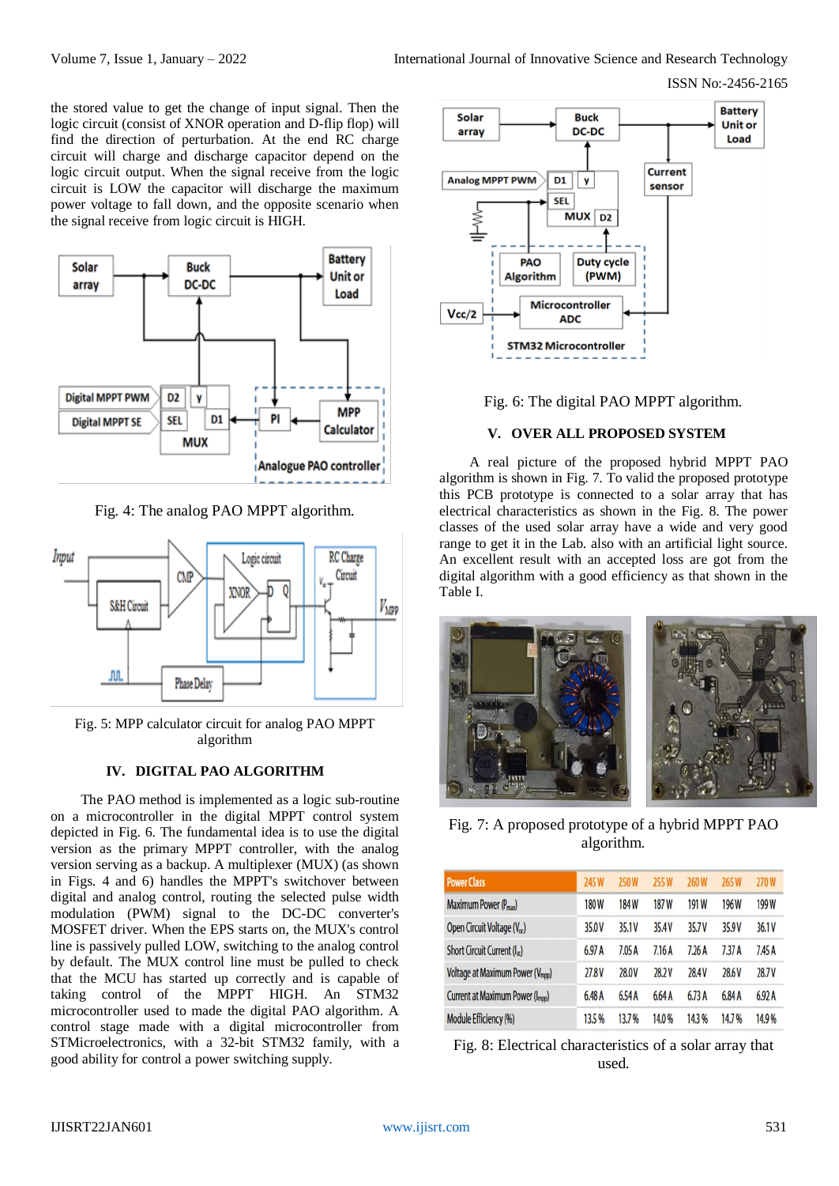the stored value to get the change of input signal. Then the logic circuit (consist of XNOR operation and D-flip flop) will find the direction of perturbation. At the end RC charge circuit will charge and discharge capacitor depend on the logic circuit output. When the signal receive from the logic circuit is LOW the capacitor will discharge the maximum power voltage to fall down, and the opposite scenario when the signal receive from logic circuit is HIGH.

Fig. 4: The analog PAO MPPT algorithm.

Fig. 5: MPP calculator circuit for analog PAO MPPT algorithm

## IV. DIGITAL PAO ALGORITHM

The PAO method is implemented as a logic sub-routine on a microcontroller in the digital MPPT control system depicted in Fig. 6. The fundamental idea is to use the digital version as the primary MPPT controller, with the analog version serving as a backup. A multiplexer (MUX) (as shown in Figs. 4 and 6) handles the MPPT's switchover between digital and analog control, routing the selected pulse width modulation (PWM) signal to the DC-DC converter's MOSFET driver. When the EPS starts on, the MUX's control line is passively pulled LOW, switching to the analog control by default. The MUX control line must be pulled to check that the MCU has started up correctly and is capable of taking control of the MPPT HIGH. An STM32 microcontroller used to made the digital PAO algorithm. A control stage made with a digital microcontroller from STMicroelectronics, with a 32-bit STM32 family, with a good ability for control a power switching supply.

Fig. 6: The digital PAO MPPT algorithm.

## V. OVER ALL PROPOSED SYSTEM

A real picture of the proposed hybrid MPPT PAO algorithm is shown in Fig. 7. To valid the proposed prototype this PCB prototype is connected to a solar array that has electrical characteristics as shown in the Fig. 8. The power classes of the used solar array have a wide and very good range to get it in the Lab. also with an artificial light source. An excellent result with an accepted loss are got from the digital algorithm with a good efficiency as that shown in the Table I.

Fig. 7: A proposed prototype of a hybrid MPPT PAO algorithm.

| Power Class | 245 W | 250 W | 255 W | 260 W | 265 W | 270 W |
|---|---|---|---|---|---|---|
| Maximum Power ($P_{max}$) | 180 W | 184 W | 187 W | 191 W | 196 W | 199 W |
| Open Circuit Voltage ($V_{oc}$) | 35.0 V | 35.1 V | 35.4 V | 35.7 V | 35.9 V | 36.1 V |
| Short Circuit Current ($I_{sc}$) | 6.97 A | 7.05 A | 7.16 A | 7.26 A | 7.37 A | 7.45 A |
| Voltage at Maximum Power ($V_{mpp}$) | 27.8 V | 28.0 V | 28.2 V | 28.4 V | 28.6 V | 28.7 V |
| Current at Maximum Power ($I_{mpp}$) | 6.48 A | 6.54 A | 6.64 A | 6.73 A | 6.84 A | 6.92 A |
| Module Efficiency (%) | 13.5 % | 13.7 % | 14.0 % | 14.3 % | 14.7 % | 14.9 % |

Fig. 8: Electrical characteristics of a solar array that used.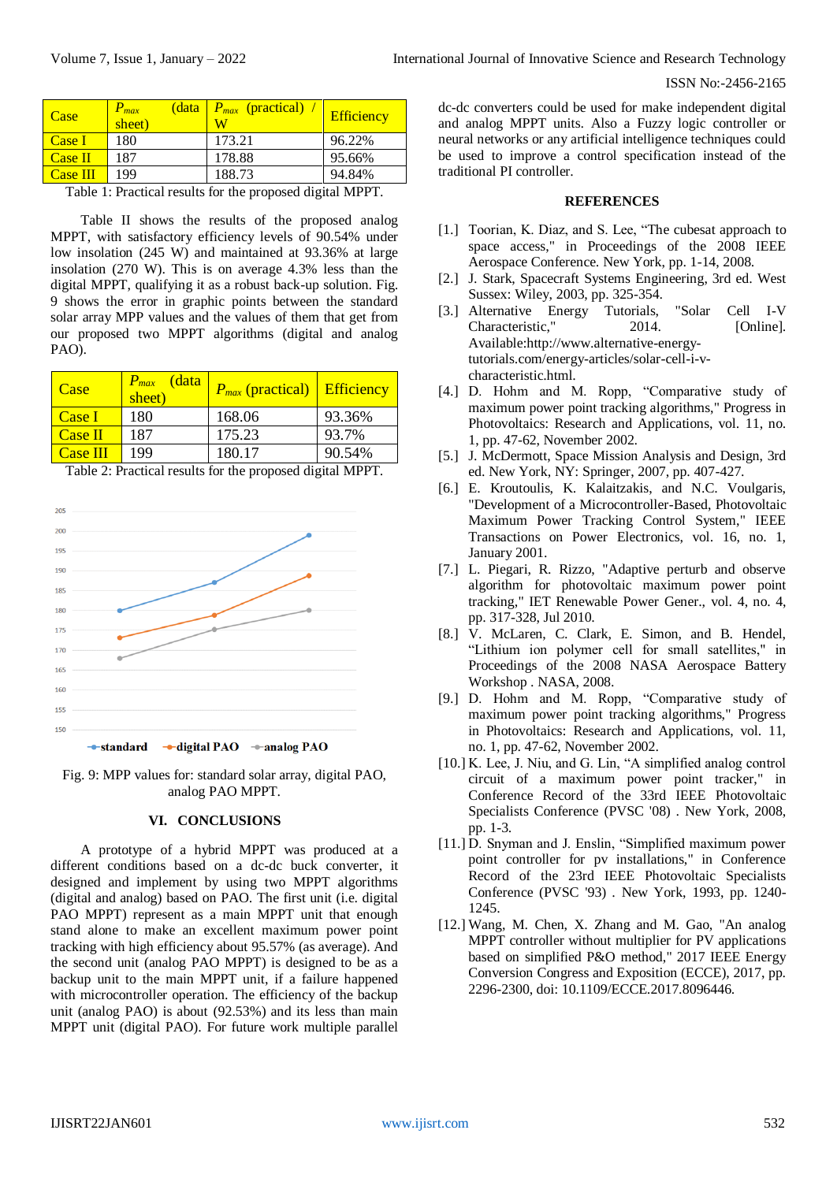| Case | $P_{max}$ (data sheet) | $P_{max}$ (practical) / W | Efficiency |
|---|---|---|---|
| Case I | 180 | 173.21 | 96.22% |
| Case II | 187 | 178.88 | 95.66% |
| Case III | 199 | 188.73 | 94.84% |

Table 1: Practical results for the proposed digital MPPT.

Table II shows the results of the proposed analog MPPT, with satisfactory efficiency levels of 90.54% under low insolation (245 W) and maintained at 93.36% at large insolation (270 W). This is on average 4.3% less than the digital MPPT, qualifying it as a robust back-up solution. Fig. 9 shows the error in graphic points between the standard solar array MPP values and the values of them that get from our proposed two MPPT algorithms (digital and analog PAO).

| Case | $P_{max}$ (data sheet) | $P_{max}$ (practical) | Efficiency |
|---|---|---|---|
| Case I | 180 | 168.06 | 93.36% |
| Case II | 187 | 175.23 | 93.7% |
| Case III | 199 | 180.17 | 90.54% |

Table 2: Practical results for the proposed digital MPPT.

205
200
195
190
185
180
175
170
165
160
155
150

standard   digital PAO   analog PAO

Fig. 9: MPP values for: standard solar array, digital PAO, analog PAO MPPT.

## VI. CONCLUSIONS

A prototype of a hybrid MPPT was produced at a different conditions based on a dc-dc buck converter, it designed and implement by using two MPPT algorithms (digital and analog) based on PAO. The first unit (i.e. digital PAO MPPT) represent as a main MPPT unit that enough stand alone to make an excellent maximum power point tracking with high efficiency about 95.57% (as average). And the second unit (analog PAO MPPT) is designed to be as a backup unit to the main MPPT unit, if a failure happened with microcontroller operation. The efficiency of the backup unit (analog PAO) is about (92.53%) and its less than main MPPT unit (digital PAO). For future work multiple parallel dc-dc converters could be used for make independent digital and analog MPPT units. Also a Fuzzy logic controller or neural networks or any artificial intelligence techniques could be used to improve a control specification instead of the traditional PI controller.

## REFERENCES

[1.] Toorian, K. Diaz, and S. Lee, "The cubesat approach to space access," in Proceedings of the 2008 IEEE Aerospace Conference. New York, pp. 1-14, 2008.

[2.] J. Stark, Spacecraft Systems Engineering, 3rd ed. West Sussex: Wiley, 2003, pp. 325-354.

[3.] Alternative Energy Tutorials, "Solar Cell I-V Characteristic," 2014. [Online]. Available:http://www.alternative-energy-tutorials.com/energy-articles/solar-cell-i-v-characteristic.html.

[4.] D. Hohm and M. Ropp, "Comparative study of maximum power point tracking algorithms," Progress in Photovoltaics: Research and Applications, vol. 11, no. 1, pp. 47-62, November 2002.

[5.] J. McDermott, Space Mission Analysis and Design, 3rd ed. New York, NY: Springer, 2007, pp. 407-427.

[6.] E. Kroutoulis, K. Kalaitzakis, and N.C. Voulgaris, "Development of a Microcontroller-Based, Photovoltaic Maximum Power Tracking Control System," IEEE Transactions on Power Electronics, vol. 16, no. 1, January 2001.

[7.] L. Piegari, R. Rizzo, "Adaptive perturb and observe algorithm for photovoltaic maximum power point tracking," IET Renewable Power Gener., vol. 4, no. 4, pp. 317-328, Jul 2010.

[8.] V. McLaren, C. Clark, E. Simon, and B. Hendel, "Lithium ion polymer cell for small satellites," in Proceedings of the 2008 NASA Aerospace Battery Workshop . NASA, 2008.

[9.] D. Hohm and M. Ropp, "Comparative study of maximum power point tracking algorithms," Progress in Photovoltaics: Research and Applications, vol. 11, no. 1, pp. 47-62, November 2002.

[10.] K. Lee, J. Niu, and G. Lin, "A simplified analog control circuit of a maximum power point tracker," in Conference Record of the 33rd IEEE Photovoltaic Specialists Conference (PVSC '08) . New York, 2008, pp. 1-3.

[11.] D. Snyman and J. Enslin, "Simplified maximum power point controller for pv installations," in Conference Record of the 23rd IEEE Photovoltaic Specialists Conference (PVSC '93) . New York, 1993, pp. 1240-1245.

[12.] Wang, M. Chen, X. Zhang and M. Gao, "An analog MPPT controller without multiplier for PV applications based on simplified P&O method," 2017 IEEE Energy Conversion Congress and Exposition (ECCE), 2017, pp. 2296-2300, doi: 10.1109/ECCE.2017.8096446.